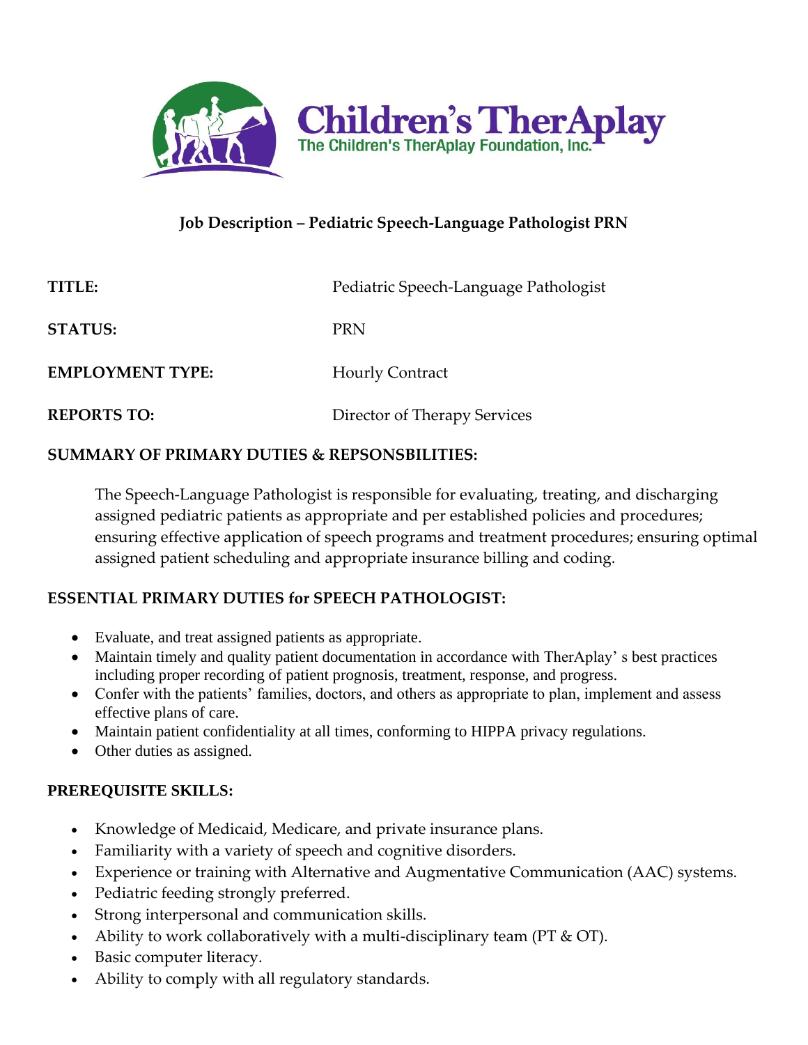Children's TherAplay
The Children's TherAplay Foundation, Inc.

## Job Description – Pediatric Speech-Language Pathologist PRN

| | |
|---|---|
| **TITLE:** | Pediatric Speech-Language Pathologist |
| **STATUS:** | PRN |
| **EMPLOYMENT TYPE:** | Hourly Contract |
| **REPORTS TO:** | Director of Therapy Services |

### SUMMARY OF PRIMARY DUTIES & REPSONSBILITIES:

The Speech-Language Pathologist is responsible for evaluating, treating, and discharging assigned pediatric patients as appropriate and per established policies and procedures; ensuring effective application of speech programs and treatment procedures; ensuring optimal assigned patient scheduling and appropriate insurance billing and coding.

### ESSENTIAL PRIMARY DUTIES for SPEECH PATHOLOGIST:

- Evaluate, and treat assigned patients as appropriate.
- Maintain timely and quality patient documentation in accordance with TherAplay' s best practices including proper recording of patient prognosis, treatment, response, and progress.
- Confer with the patients' families, doctors, and others as appropriate to plan, implement and assess effective plans of care.
- Maintain patient confidentiality at all times, conforming to HIPPA privacy regulations.
- Other duties as assigned.

### PREREQUISITE SKILLS:

- Knowledge of Medicaid, Medicare, and private insurance plans.
- Familiarity with a variety of speech and cognitive disorders.
- Experience or training with Alternative and Augmentative Communication (AAC) systems.
- Pediatric feeding strongly preferred.
- Strong interpersonal and communication skills.
- Ability to work collaboratively with a multi-disciplinary team (PT & OT).
- Basic computer literacy.
- Ability to comply with all regulatory standards.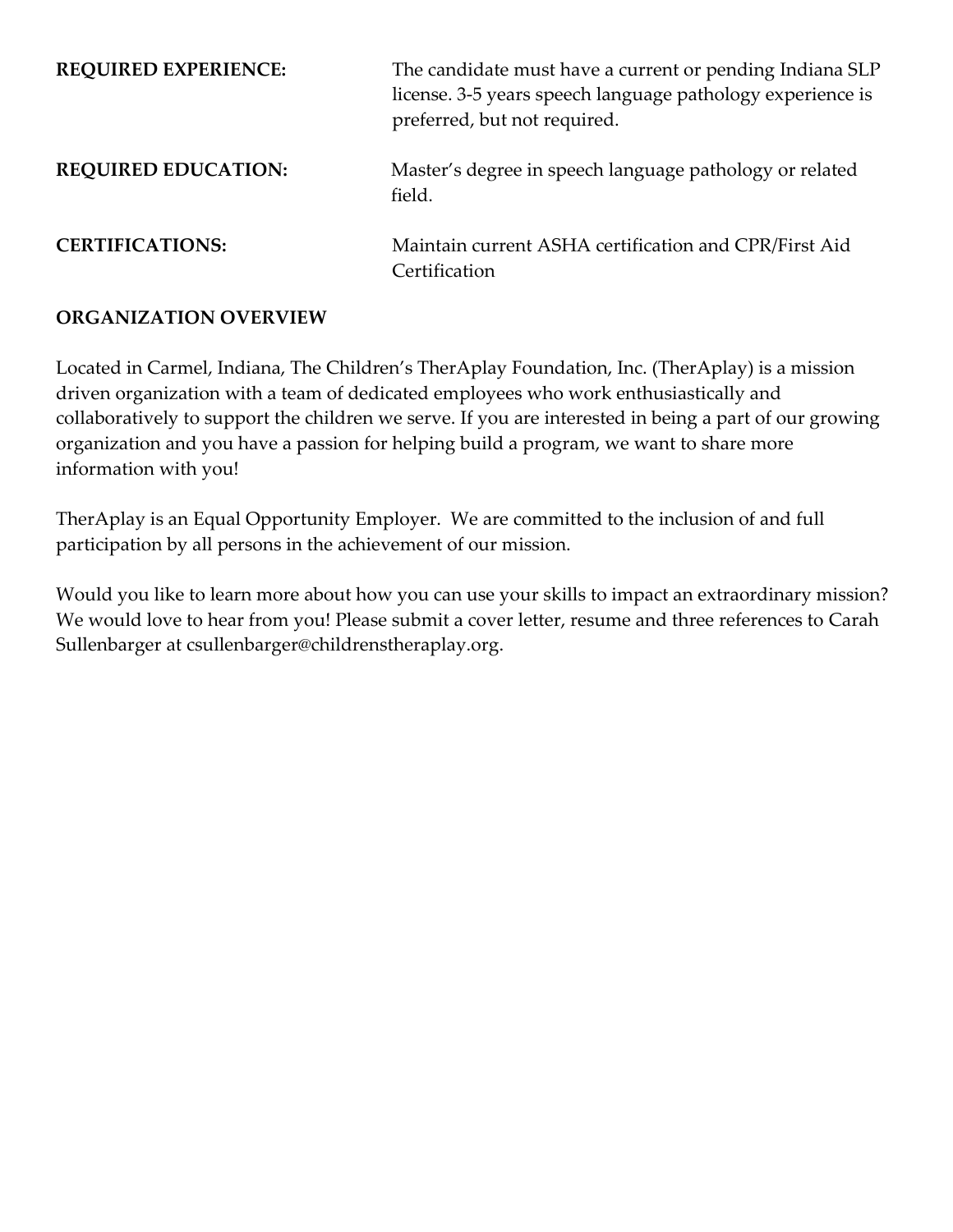**REQUIRED EXPERIENCE:** The candidate must have a current or pending Indiana SLP license. 3-5 years speech language pathology experience is preferred, but not required.

**REQUIRED EDUCATION:** Master's degree in speech language pathology or related field.

**CERTIFICATIONS:** Maintain current ASHA certification and CPR/First Aid Certification

**ORGANIZATION OVERVIEW**

Located in Carmel, Indiana, The Children's TherAplay Foundation, Inc. (TherAplay) is a mission driven organization with a team of dedicated employees who work enthusiastically and collaboratively to support the children we serve. If you are interested in being a part of our growing organization and you have a passion for helping build a program, we want to share more information with you!

TherAplay is an Equal Opportunity Employer. We are committed to the inclusion of and full participation by all persons in the achievement of our mission.

Would you like to learn more about how you can use your skills to impact an extraordinary mission? We would love to hear from you! Please submit a cover letter, resume and three references to Carah Sullenbarger at csullenbarger@childrenstheraplay.org.